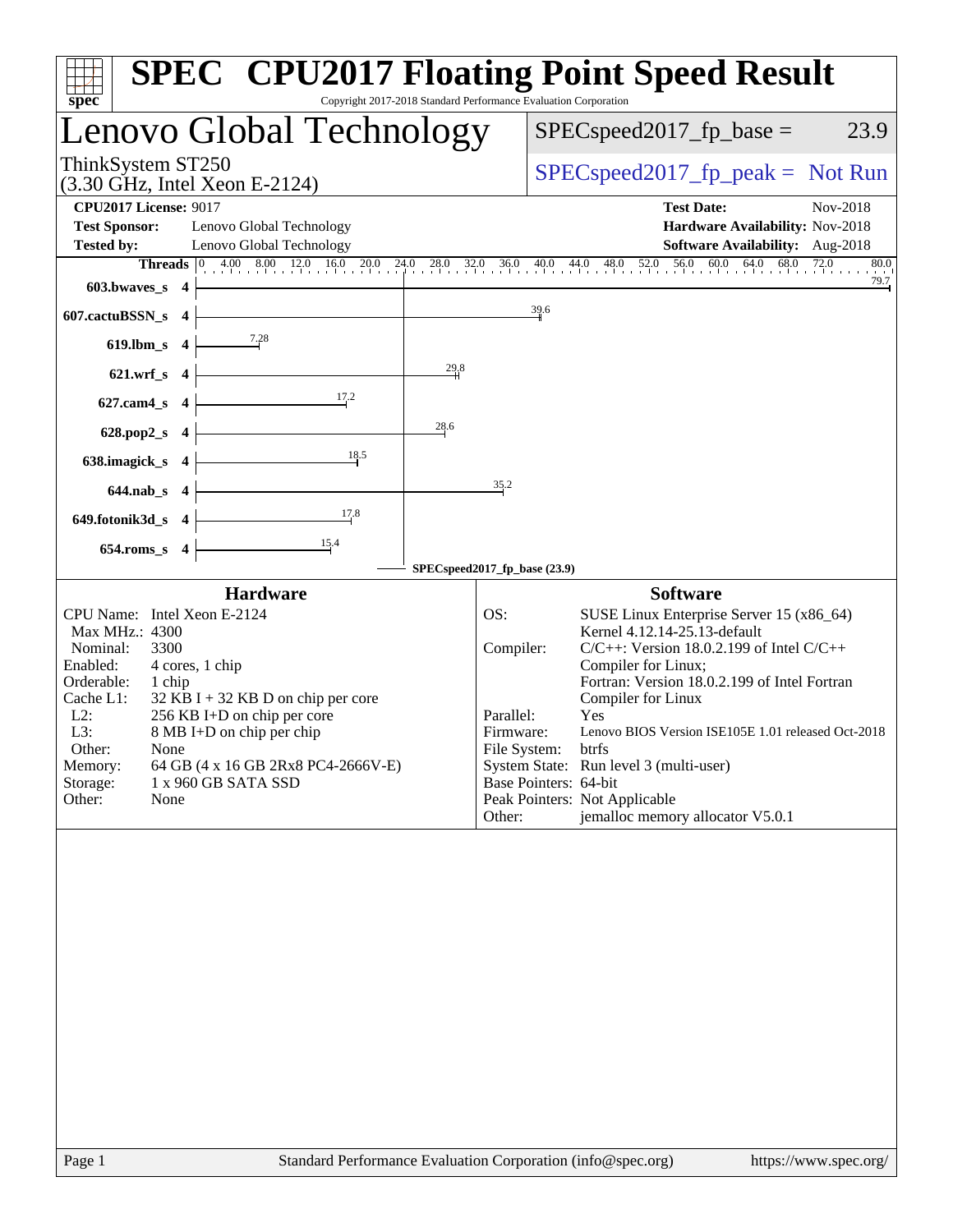# SPEC CPU2017 Floating Point Speed Result

Copyright 2017-2018 Standard Performance Evaluation Corporation

## Lenovo Global Technology

ThinkSystem ST250
(3.30 GHz, Intel Xeon E-2124)

SPECspeed2017_fp_base = 23.9

SPECspeed2017_fp_peak = Not Run

**CPU2017 License:** 9017
**Test Sponsor:** Lenovo Global Technology
**Tested by:** Lenovo Global Technology

**Test Date:** Nov-2018
**Hardware Availability:** Nov-2018
**Software Availability:** Aug-2018

| Benchmark | Threads | Base |
|---|---|---|
| 603.bwaves_s | 4 | 79.7 |
| 607.cactuBSSN_s | 4 | 39.6 |
| 619.lbm_s | 4 | 7.28 |
| 621.wrf_s | 4 | 29.8 |
| 627.cam4_s | 4 | 17.2 |
| 628.pop2_s | 4 | 28.6 |
| 638.imagick_s | 4 | 18.5 |
| 644.nab_s | 4 | 35.2 |
| 649.fotonik3d_s | 4 | 17.8 |
| 654.roms_s | 4 | 15.4 |

SPECspeed2017_fp_base (23.9)

### Hardware

| | |
|---|---|
| CPU Name: | Intel Xeon E-2124 |
| Max MHz.: | 4300 |
| Nominal: | 3300 |
| Enabled: | 4 cores, 1 chip |
| Orderable: | 1 chip |
| Cache L1: | 32 KB I + 32 KB D on chip per core |
| L2: | 256 KB I+D on chip per core |
| L3: | 8 MB I+D on chip per chip |
| Other: | None |
| Memory: | 64 GB (4 x 16 GB 2Rx8 PC4-2666V-E) |
| Storage: | 1 x 960 GB SATA SSD |
| Other: | None |

### Software

| | |
|---|---|
| OS: | SUSE Linux Enterprise Server 15 (x86_64) Kernel 4.12.14-25.13-default |
| Compiler: | C/C++: Version 18.0.2.199 of Intel C/C++ Compiler for Linux; Fortran: Version 18.0.2.199 of Intel Fortran Compiler for Linux |
| Parallel: | Yes |
| Firmware: | Lenovo BIOS Version ISE105E 1.01 released Oct-2018 |
| File System: | btrfs |
| System State: | Run level 3 (multi-user) |
| Base Pointers: | 64-bit |
| Peak Pointers: | Not Applicable |
| Other: | jemalloc memory allocator V5.0.1 |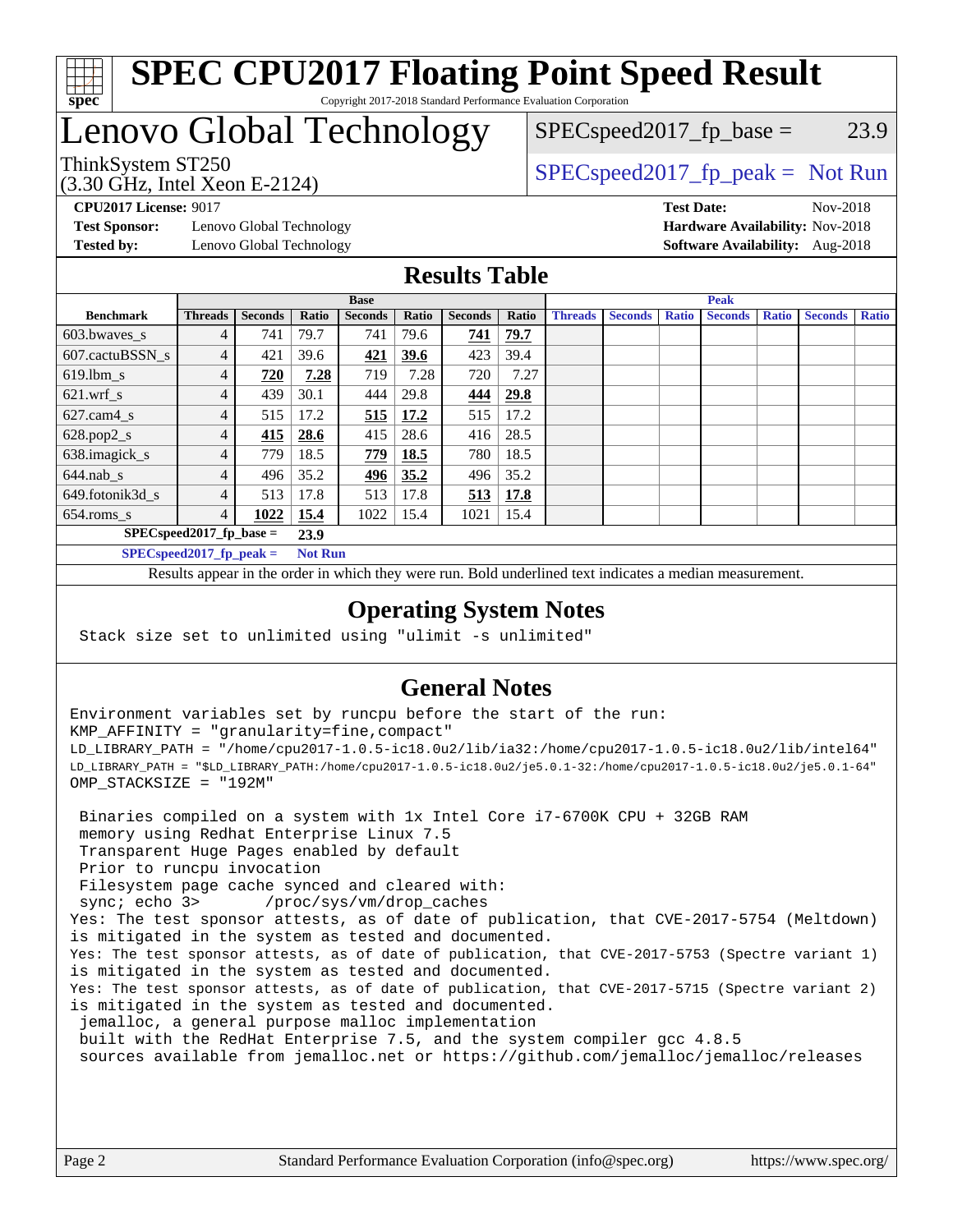# SPEC CPU2017 Floating Point Speed Result

Copyright 2017-2018 Standard Performance Evaluation Corporation

# Lenovo Global Technology

ThinkSystem ST250
(3.30 GHz, Intel Xeon E-2124)

SPECspeed2017_fp_base = 23.9

SPECspeed2017_fp_peak = Not Run

**CPU2017 License:** 9017
**Test Sponsor:** Lenovo Global Technology
**Tested by:** Lenovo Global Technology

**Test Date:** Nov-2018
**Hardware Availability:** Nov-2018
**Software Availability:** Aug-2018

## Results Table

| Benchmark | Base | | | | | | | Peak | | | | | | |
|---|---|---|---|---|---|---|---|---|---|---|---|---|---|---|
| | Threads | Seconds | Ratio | Seconds | Ratio | Seconds | Ratio | Threads | Seconds | Ratio | Seconds | Ratio | Seconds | Ratio |
| 603.bwaves_s | 4 | 741 | 79.7 | 741 | 79.6 | **741** | **79.7** | | | | | | | |
| 607.cactuBSSN_s | 4 | 421 | 39.6 | **421** | **39.6** | 423 | 39.4 | | | | | | | |
| 619.lbm_s | 4 | **720** | **7.28** | 719 | 7.28 | 720 | 7.27 | | | | | | | |
| 621.wrf_s | 4 | 439 | 30.1 | 444 | 29.8 | **444** | **29.8** | | | | | | | |
| 627.cam4_s | 4 | 515 | 17.2 | **515** | **17.2** | 515 | 17.2 | | | | | | | |
| 628.pop2_s | 4 | **415** | **28.6** | 415 | 28.6 | 416 | 28.5 | | | | | | | |
| 638.imagick_s | 4 | 779 | 18.5 | **779** | **18.5** | 780 | 18.5 | | | | | | | |
| 644.nab_s | 4 | 496 | 35.2 | **496** | **35.2** | 496 | 35.2 | | | | | | | |
| 649.fotonik3d_s | 4 | 513 | 17.8 | 513 | 17.8 | **513** | **17.8** | | | | | | | |
| 654.roms_s | 4 | **1022** | **15.4** | 1022 | 15.4 | 1021 | 15.4 | | | | | | | |

**SPECspeed2017_fp_base = 23.9**

**SPECspeed2017_fp_peak = Not Run**

Results appear in the order in which they were run. Bold underlined text indicates a median measurement.

## Operating System Notes

```
Stack size set to unlimited using "ulimit -s unlimited"
```

## General Notes

```
Environment variables set by runcpu before the start of the run:
KMP_AFFINITY = "granularity=fine,compact"
LD_LIBRARY_PATH = "/home/cpu2017-1.0.5-ic18.0u2/lib/ia32:/home/cpu2017-1.0.5-ic18.0u2/lib/intel64"
LD_LIBRARY_PATH = "$LD_LIBRARY_PATH:/home/cpu2017-1.0.5-ic18.0u2/je5.0.1-32:/home/cpu2017-1.0.5-ic18.0u2/je5.0.1-64"
OMP_STACKSIZE = "192M"

 Binaries compiled on a system with 1x Intel Core i7-6700K CPU + 32GB RAM
 memory using Redhat Enterprise Linux 7.5
 Transparent Huge Pages enabled by default
 Prior to runcpu invocation
 Filesystem page cache synced and cleared with:
 sync; echo 3>       /proc/sys/vm/drop_caches
Yes: The test sponsor attests, as of date of publication, that CVE-2017-5754 (Meltdown)
is mitigated in the system as tested and documented.
Yes: The test sponsor attests, as of date of publication, that CVE-2017-5753 (Spectre variant 1)
is mitigated in the system as tested and documented.
Yes: The test sponsor attests, as of date of publication, that CVE-2017-5715 (Spectre variant 2)
is mitigated in the system as tested and documented.
 jemalloc, a general purpose malloc implementation
 built with the RedHat Enterprise 7.5, and the system compiler gcc 4.8.5
 sources available from jemalloc.net or https://github.com/jemalloc/jemalloc/releases
```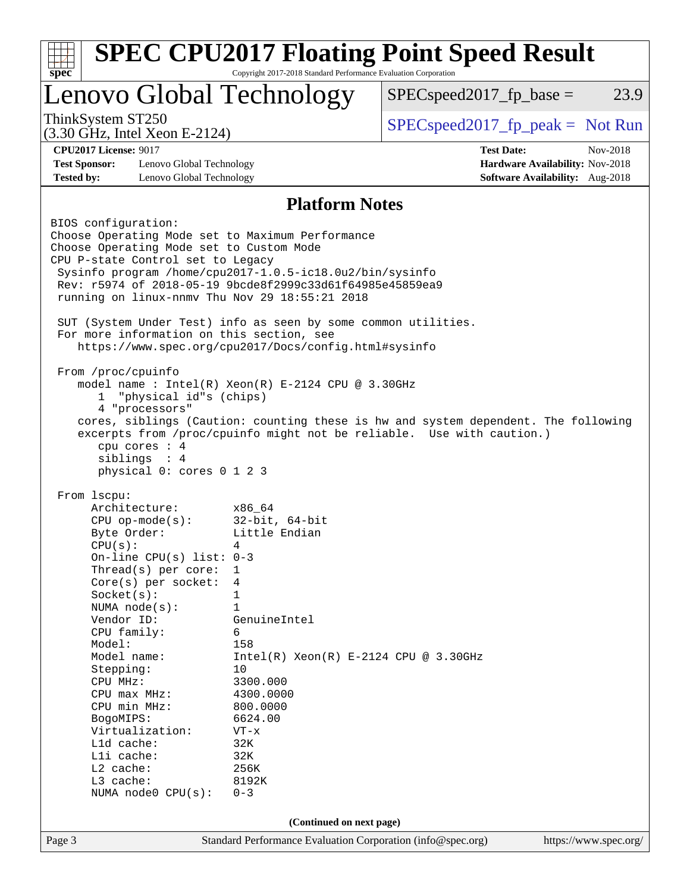# SPEC CPU2017 Floating Point Speed Result

Copyright 2017-2018 Standard Performance Evaluation Corporation

## Lenovo Global Technology

ThinkSystem ST250
(3.30 GHz, Intel Xeon E-2124)

SPECspeed2017_fp_base = 23.9

SPECspeed2017_fp_peak = Not Run

**CPU2017 License:** 9017
**Test Sponsor:** Lenovo Global Technology
**Tested by:** Lenovo Global Technology

**Test Date:** Nov-2018
**Hardware Availability:** Nov-2018
**Software Availability:** Aug-2018

### Platform Notes

```
BIOS configuration:
Choose Operating Mode set to Maximum Performance
Choose Operating Mode set to Custom Mode
CPU P-state Control set to Legacy
 Sysinfo program /home/cpu2017-1.0.5-ic18.0u2/bin/sysinfo
 Rev: r5974 of 2018-05-19 9bcde8f2999c33d61f64985e45859ea9
 running on linux-nnmv Thu Nov 29 18:55:21 2018

 SUT (System Under Test) info as seen by some common utilities.
 For more information on this section, see
    https://www.spec.org/cpu2017/Docs/config.html#sysinfo

 From /proc/cpuinfo
    model name : Intel(R) Xeon(R) E-2124 CPU @ 3.30GHz
       1  "physical id"s (chips)
       4 "processors"
    cores, siblings (Caution: counting these is hw and system dependent. The following
    excerpts from /proc/cpuinfo might not be reliable.  Use with caution.)
       cpu cores : 4
       siblings  : 4
       physical 0: cores 0 1 2 3

 From lscpu:
      Architecture:        x86_64
      CPU op-mode(s):      32-bit, 64-bit
      Byte Order:          Little Endian
      CPU(s):              4
      On-line CPU(s) list: 0-3
      Thread(s) per core:  1
      Core(s) per socket:  4
      Socket(s):           1
      NUMA node(s):        1
      Vendor ID:           GenuineIntel
      CPU family:          6
      Model:               158
      Model name:          Intel(R) Xeon(R) E-2124 CPU @ 3.30GHz
      Stepping:            10
      CPU MHz:             3300.000
      CPU max MHz:         4300.0000
      CPU min MHz:         800.0000
      BogoMIPS:            6624.00
      Virtualization:      VT-x
      L1d cache:           32K
      L1i cache:           32K
      L2 cache:            256K
      L3 cache:            8192K
      NUMA node0 CPU(s):   0-3
```

**(Continued on next page)**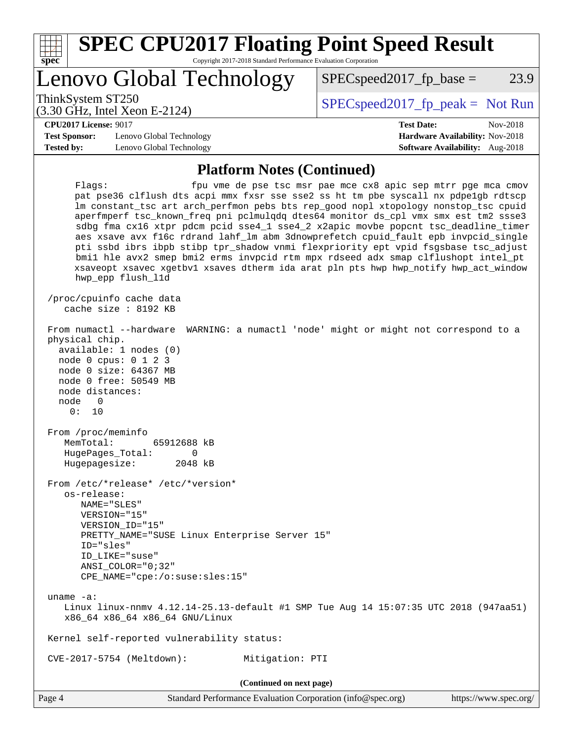## Platform Notes (Continued)

```
    Flags:                 fpu vme de pse tsc msr pae mce cx8 apic sep mtrr pge mca cmov
    pat pse36 clflush dts acpi mmx fxsr sse sse2 ss ht tm pbe syscall nx pdpe1gb rdtscp
    lm constant_tsc art arch_perfmon pebs bts rep_good nopl xtopology nonstop_tsc cpuid
    aperfmperf tsc_known_freq pni pclmulqdq dtes64 monitor ds_cpl vmx smx est tm2 ssse3
    sdbg fma cx16 xtpr pdcm pcid sse4_1 sse4_2 x2apic movbe popcnt tsc_deadline_timer
    aes xsave avx f16c rdrand lahf_lm abm 3dnowprefetch cpuid_fault epb invpcid_single
    pti ssbd ibrs ibpb stibp tpr_shadow vnmi flexpriority ept vpid fsgsbase tsc_adjust
    bmi1 hle avx2 smep bmi2 erms invpcid rtm mpx rdseed adx smap clflushopt intel_pt
    xsaveopt xsavec xgetbv1 xsaves dtherm ida arat pln pts hwp hwp_notify hwp_act_window
    hwp_epp flush_l1d

 /proc/cpuinfo cache data
    cache size : 8192 KB

 From numactl --hardware  WARNING: a numactl 'node' might or might not correspond to a
 physical chip.
   available: 1 nodes (0)
   node 0 cpus: 0 1 2 3
   node 0 size: 64367 MB
   node 0 free: 50549 MB
   node distances:
   node   0
     0:  10

 From /proc/meminfo
    MemTotal:       65912688 kB
    HugePages_Total:       0
    Hugepagesize:       2048 kB

 From /etc/*release* /etc/*version*
    os-release:
       NAME="SLES"
       VERSION="15"
       VERSION_ID="15"
       PRETTY_NAME="SUSE Linux Enterprise Server 15"
       ID="sles"
       ID_LIKE="suse"
       ANSI_COLOR="0;32"
       CPE_NAME="cpe:/o:suse:sles:15"

 uname -a:
    Linux linux-nnmv 4.12.14-25.13-default #1 SMP Tue Aug 14 15:07:35 UTC 2018 (947aa51)
    x86_64 x86_64 x86_64 GNU/Linux

 Kernel self-reported vulnerability status:

 CVE-2017-5754 (Meltdown):          Mitigation: PTI
```

(Continued on next page)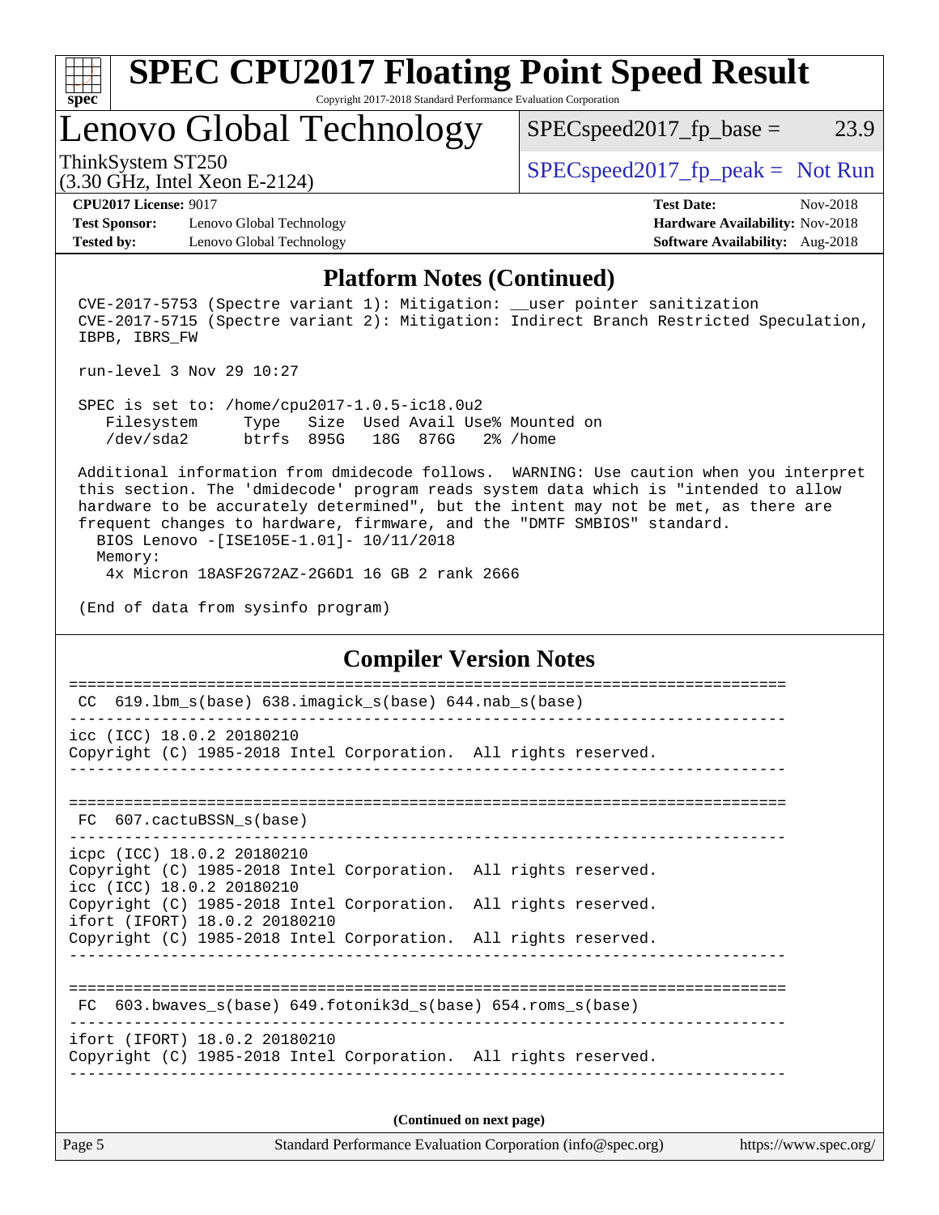## Platform Notes (Continued)

```
CVE-2017-5753 (Spectre variant 1): Mitigation: __user pointer sanitization
CVE-2017-5715 (Spectre variant 2): Mitigation: Indirect Branch Restricted Speculation,
IBPB, IBRS_FW

run-level 3 Nov 29 10:27

SPEC is set to: /home/cpu2017-1.0.5-ic18.0u2
   Filesystem     Type   Size  Used Avail Use% Mounted on
   /dev/sda2      btrfs  895G   18G  876G   2% /home

Additional information from dmidecode follows.  WARNING: Use caution when you interpret
this section. The 'dmidecode' program reads system data which is "intended to allow
hardware to be accurately determined", but the intent may not be met, as there are
frequent changes to hardware, firmware, and the "DMTF SMBIOS" standard.
  BIOS Lenovo -[ISE105E-1.01]- 10/11/2018
  Memory:
   4x Micron 18ASF2G72AZ-2G6D1 16 GB 2 rank 2666

(End of data from sysinfo program)
```

## Compiler Version Notes

```
==============================================================================
 CC  619.lbm_s(base) 638.imagick_s(base) 644.nab_s(base)
------------------------------------------------------------------------------
icc (ICC) 18.0.2 20180210
Copyright (C) 1985-2018 Intel Corporation.  All rights reserved.
------------------------------------------------------------------------------

==============================================================================
 FC  607.cactuBSSN_s(base)
------------------------------------------------------------------------------
icpc (ICC) 18.0.2 20180210
Copyright (C) 1985-2018 Intel Corporation.  All rights reserved.
icc (ICC) 18.0.2 20180210
Copyright (C) 1985-2018 Intel Corporation.  All rights reserved.
ifort (IFORT) 18.0.2 20180210
Copyright (C) 1985-2018 Intel Corporation.  All rights reserved.
------------------------------------------------------------------------------

==============================================================================
 FC  603.bwaves_s(base) 649.fotonik3d_s(base) 654.roms_s(base)
------------------------------------------------------------------------------
ifort (IFORT) 18.0.2 20180210
Copyright (C) 1985-2018 Intel Corporation.  All rights reserved.
------------------------------------------------------------------------------
```

**(Continued on next page)**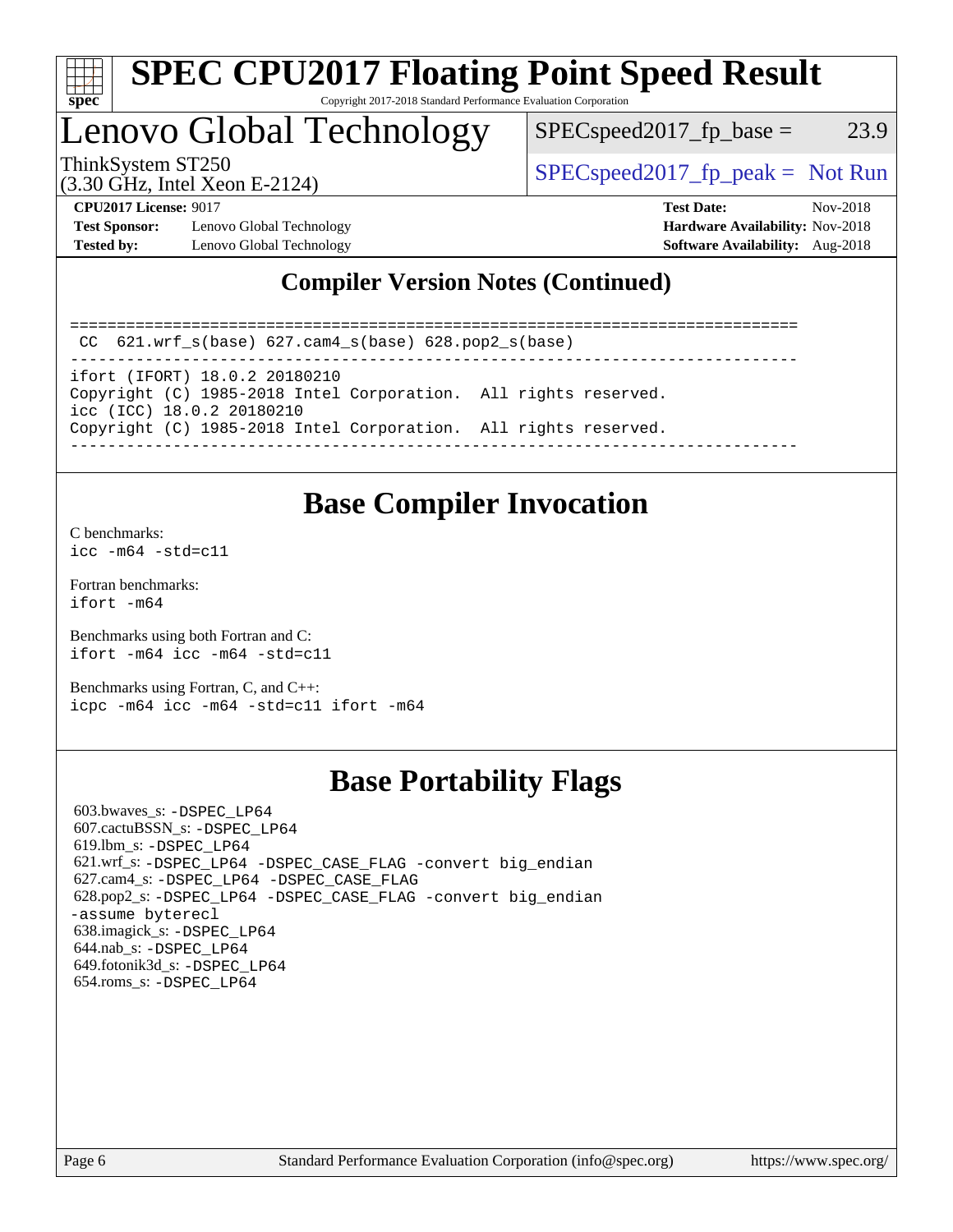# SPEC CPU2017 Floating Point Speed Result

Copyright 2017-2018 Standard Performance Evaluation Corporation

## Lenovo Global Technology

ThinkSystem ST250
(3.30 GHz, Intel Xeon E-2124)

SPECspeed2017_fp_base = 23.9

SPECspeed2017_fp_peak = Not Run

**CPU2017 License:** 9017
**Test Sponsor:** Lenovo Global Technology
**Tested by:** Lenovo Global Technology

**Test Date:** Nov-2018
**Hardware Availability:** Nov-2018
**Software Availability:** Aug-2018

## Compiler Version Notes (Continued)

```
==============================================================================
 CC  621.wrf_s(base) 627.cam4_s(base) 628.pop2_s(base)
------------------------------------------------------------------------------
ifort (IFORT) 18.0.2 20180210
Copyright (C) 1985-2018 Intel Corporation.  All rights reserved.
icc (ICC) 18.0.2 20180210
Copyright (C) 1985-2018 Intel Corporation.  All rights reserved.
------------------------------------------------------------------------------
```

## Base Compiler Invocation

C benchmarks:
`icc -m64 -std=c11`

Fortran benchmarks:
`ifort -m64`

Benchmarks using both Fortran and C:
`ifort -m64 icc -m64 -std=c11`

Benchmarks using Fortran, C, and C++:
`icpc -m64 icc -m64 -std=c11 ifort -m64`

## Base Portability Flags

603.bwaves_s: `-DSPEC_LP64`
607.cactuBSSN_s: `-DSPEC_LP64`
619.lbm_s: `-DSPEC_LP64`
621.wrf_s: `-DSPEC_LP64 -DSPEC_CASE_FLAG -convert big_endian`
627.cam4_s: `-DSPEC_LP64 -DSPEC_CASE_FLAG`
628.pop2_s: `-DSPEC_LP64 -DSPEC_CASE_FLAG -convert big_endian -assume byterecl`
638.imagick_s: `-DSPEC_LP64`
644.nab_s: `-DSPEC_LP64`
649.fotonik3d_s: `-DSPEC_LP64`
654.roms_s: `-DSPEC_LP64`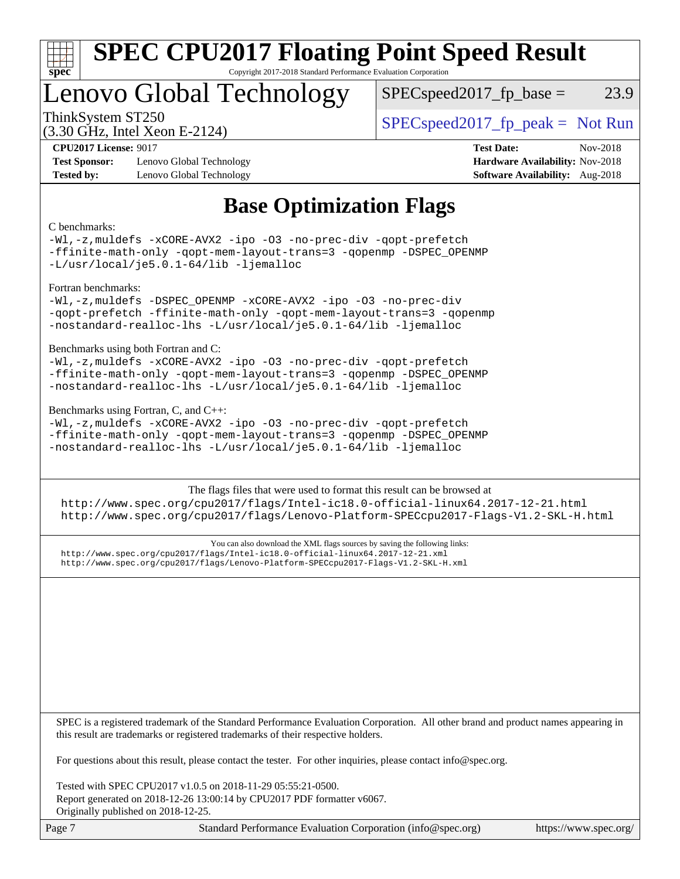# SPEC CPU2017 Floating Point Speed Result

Copyright 2017-2018 Standard Performance Evaluation Corporation

## Lenovo Global Technology

ThinkSystem ST250
(3.30 GHz, Intel Xeon E-2124)

SPECspeed2017_fp_base = 23.9

SPECspeed2017_fp_peak = Not Run

**CPU2017 License:** 9017
**Test Sponsor:** Lenovo Global Technology
**Tested by:** Lenovo Global Technology

**Test Date:** Nov-2018
**Hardware Availability:** Nov-2018
**Software Availability:** Aug-2018

## Base Optimization Flags

C benchmarks:

```
-Wl,-z,muldefs -xCORE-AVX2 -ipo -O3 -no-prec-div -qopt-prefetch
-ffinite-math-only -qopt-mem-layout-trans=3 -qopenmp -DSPEC_OPENMP
-L/usr/local/je5.0.1-64/lib -ljemalloc
```

Fortran benchmarks:

```
-Wl,-z,muldefs -DSPEC_OPENMP -xCORE-AVX2 -ipo -O3 -no-prec-div
-qopt-prefetch -ffinite-math-only -qopt-mem-layout-trans=3 -qopenmp
-nostandard-realloc-lhs -L/usr/local/je5.0.1-64/lib -ljemalloc
```

Benchmarks using both Fortran and C:

```
-Wl,-z,muldefs -xCORE-AVX2 -ipo -O3 -no-prec-div -qopt-prefetch
-ffinite-math-only -qopt-mem-layout-trans=3 -qopenmp -DSPEC_OPENMP
-nostandard-realloc-lhs -L/usr/local/je5.0.1-64/lib -ljemalloc
```

Benchmarks using Fortran, C, and C++:

```
-Wl,-z,muldefs -xCORE-AVX2 -ipo -O3 -no-prec-div -qopt-prefetch
-ffinite-math-only -qopt-mem-layout-trans=3 -qopenmp -DSPEC_OPENMP
-nostandard-realloc-lhs -L/usr/local/je5.0.1-64/lib -ljemalloc
```

The flags files that were used to format this result can be browsed at

http://www.spec.org/cpu2017/flags/Intel-ic18.0-official-linux64.2017-12-21.html
http://www.spec.org/cpu2017/flags/Lenovo-Platform-SPECcpu2017-Flags-V1.2-SKL-H.html

You can also download the XML flags sources by saving the following links:

http://www.spec.org/cpu2017/flags/Intel-ic18.0-official-linux64.2017-12-21.xml
http://www.spec.org/cpu2017/flags/Lenovo-Platform-SPECcpu2017-Flags-V1.2-SKL-H.xml

SPEC is a registered trademark of the Standard Performance Evaluation Corporation. All other brand and product names appearing in this result are trademarks or registered trademarks of their respective holders.

For questions about this result, please contact the tester. For other inquiries, please contact info@spec.org.

Tested with SPEC CPU2017 v1.0.5 on 2018-11-29 05:55:21-0500.
Report generated on 2018-12-26 13:00:14 by CPU2017 PDF formatter v6067.
Originally published on 2018-12-25.